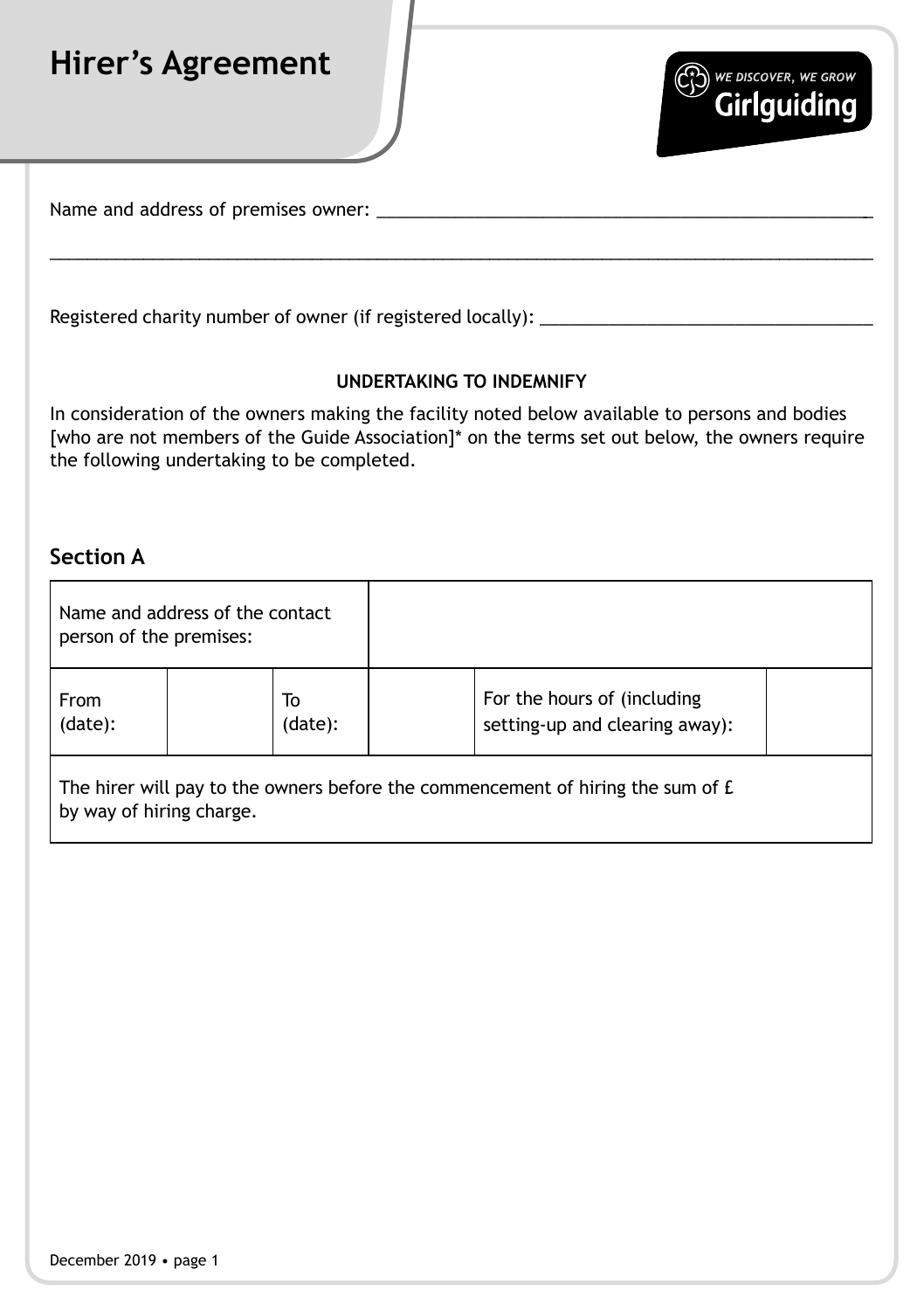# Hirer's Agreement

Name and address of premises owner: ____________________________________________________

_____________________________________________________________________________

Registered charity number of owner (if registered locally): ______________________________

**UNDERTAKING TO INDEMNIFY**

In consideration of the owners making the facility noted below available to persons and bodies [who are not members of the Guide Association]* on the terms set out below, the owners require the following undertaking to be completed.

## Section A

| Name and address of the contact person of the premises: | | | | | |
|---|---|---|---|---|---|
| From (date): | | To (date): | | For the hours of (including setting-up and clearing away): | |
| The hirer will pay to the owners before the commencement of hiring the sum of £ by way of hiring charge. | | | | | |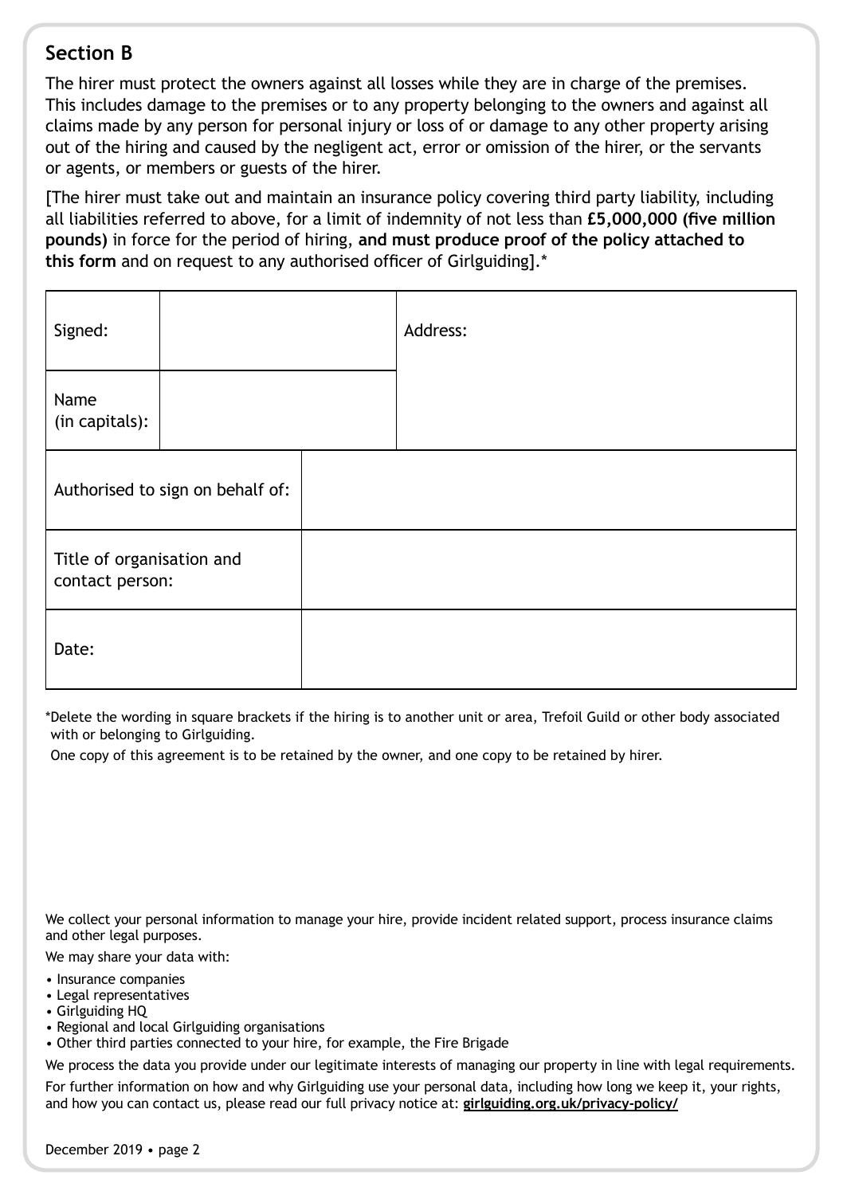## Section B

The hirer must protect the owners against all losses while they are in charge of the premises. This includes damage to the premises or to any property belonging to the owners and against all claims made by any person for personal injury or loss of or damage to any other property arising out of the hiring and caused by the negligent act, error or omission of the hirer, or the servants or agents, or members or guests of the hirer.

[The hirer must take out and maintain an insurance policy covering third party liability, including all liabilities referred to above, for a limit of indemnity of not less than **£5,000,000 (five million pounds)** in force for the period of hiring, **and must produce proof of the policy attached to this form** and on request to any authorised officer of Girlguiding].*

| | | |
|---|---|---|
| Signed: | | Address: |
| Name (in capitals): | | |
| Authorised to sign on behalf of: | | |
| Title of organisation and contact person: | | |
| Date: | | |

*Delete the wording in square brackets if the hiring is to another unit or area, Trefoil Guild or other body associated with or belonging to Girlguiding.

One copy of this agreement is to be retained by the owner, and one copy to be retained by hirer.

We collect your personal information to manage your hire, provide incident related support, process insurance claims and other legal purposes.

We may share your data with:

- Insurance companies
- Legal representatives
- Girlguiding HQ
- Regional and local Girlguiding organisations
- Other third parties connected to your hire, for example, the Fire Brigade

We process the data you provide under our legitimate interests of managing our property in line with legal requirements.

For further information on how and why Girlguiding use your personal data, including how long we keep it, your rights, and how you can contact us, please read our full privacy notice at: **girlguiding.org.uk/privacy-policy/**

December 2019